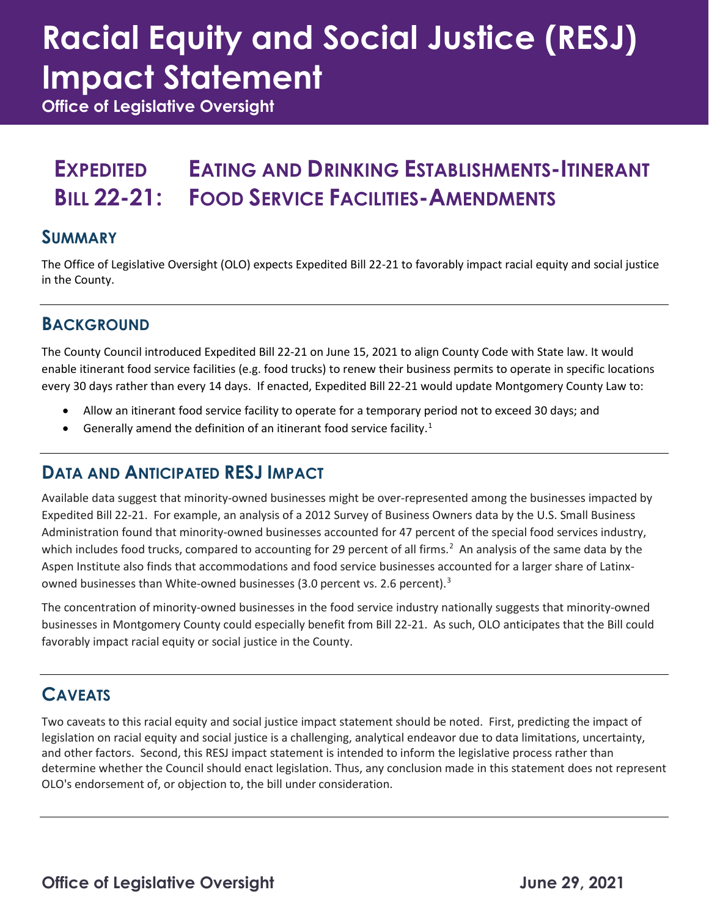# Racial Equity and Social Justice (RESJ) Impact Statement

**Office of Legislative Oversight**

## Expedited Bill 22-21: Eating and Drinking Establishments-Itinerant Food Service Facilities-Amendments

### Summary

The Office of Legislative Oversight (OLO) expects Expedited Bill 22-21 to favorably impact racial equity and social justice in the County.

### Background

The County Council introduced Expedited Bill 22-21 on June 15, 2021 to align County Code with State law. It would enable itinerant food service facilities (e.g. food trucks) to renew their business permits to operate in specific locations every 30 days rather than every 14 days. If enacted, Expedited Bill 22-21 would update Montgomery County Law to:

- Allow an itinerant food service facility to operate for a temporary period not to exceed 30 days; and
- Generally amend the definition of an itinerant food service facility.[1]

### Data and Anticipated RESJ Impact

Available data suggest that minority-owned businesses might be over-represented among the businesses impacted by Expedited Bill 22-21. For example, an analysis of a 2012 Survey of Business Owners data by the U.S. Small Business Administration found that minority-owned businesses accounted for 47 percent of the special food services industry, which includes food trucks, compared to accounting for 29 percent of all firms.[2] An analysis of the same data by the Aspen Institute also finds that accommodations and food service businesses accounted for a larger share of Latinx-owned businesses than White-owned businesses (3.0 percent vs. 2.6 percent).[3]

The concentration of minority-owned businesses in the food service industry nationally suggests that minority-owned businesses in Montgomery County could especially benefit from Bill 22-21. As such, OLO anticipates that the Bill could favorably impact racial equity or social justice in the County.

### Caveats

Two caveats to this racial equity and social justice impact statement should be noted. First, predicting the impact of legislation on racial equity and social justice is a challenging, analytical endeavor due to data limitations, uncertainty, and other factors. Second, this RESJ impact statement is intended to inform the legislative process rather than determine whether the Council should enact legislation. Thus, any conclusion made in this statement does not represent OLO's endorsement of, or objection to, the bill under consideration.

**Office of Legislative Oversight** **June 29, 2021**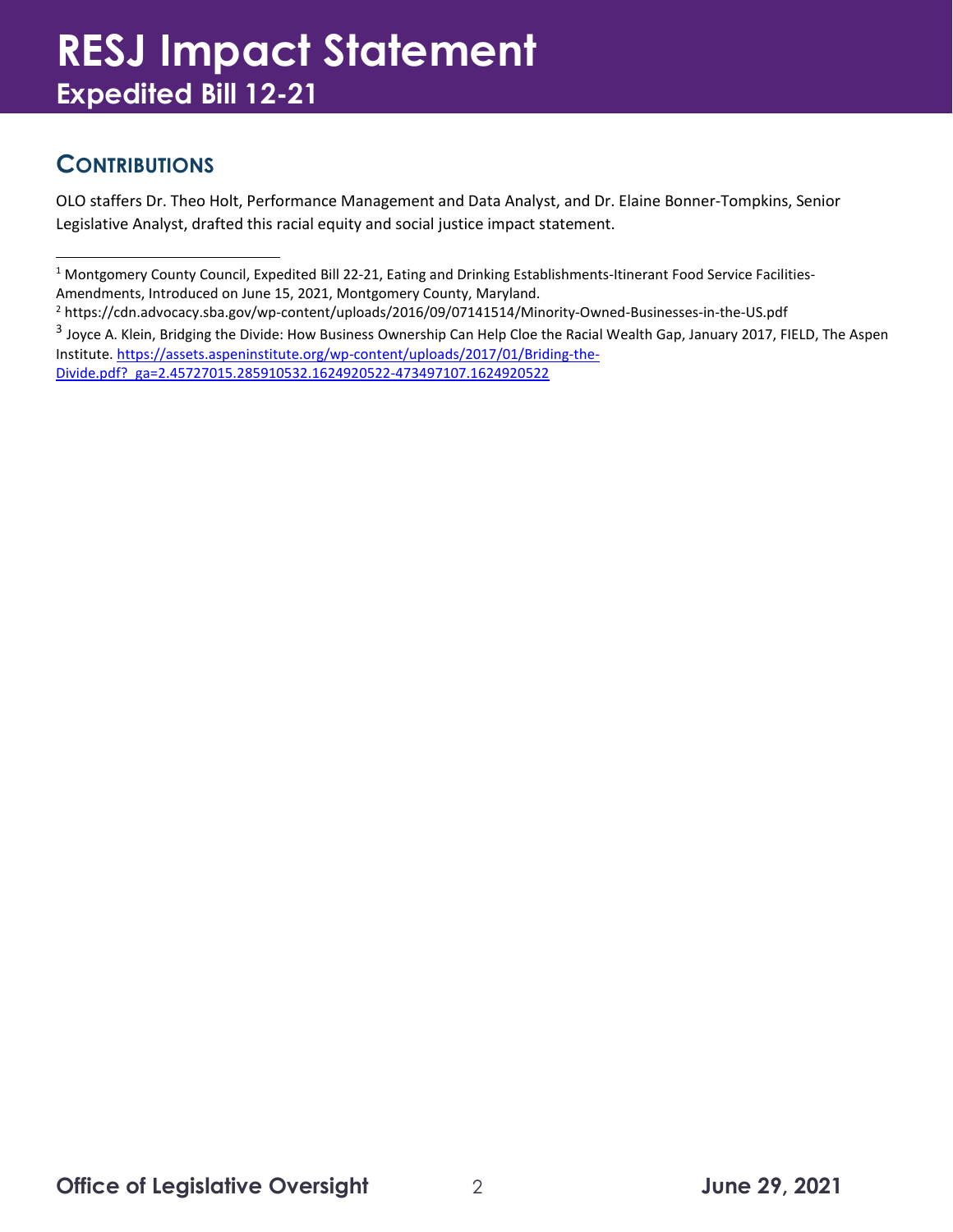## CONTRIBUTIONS

OLO staffers Dr. Theo Holt, Performance Management and Data Analyst, and Dr. Elaine Bonner-Tompkins, Senior Legislative Analyst, drafted this racial equity and social justice impact statement.

---

[1] Montgomery County Council, Expedited Bill 22-21, Eating and Drinking Establishments-Itinerant Food Service Facilities-Amendments, Introduced on June 15, 2021, Montgomery County, Maryland.

[2] https://cdn.advocacy.sba.gov/wp-content/uploads/2016/09/07141514/Minority-Owned-Businesses-in-the-US.pdf

[3] Joyce A. Klein, Bridging the Divide: How Business Ownership Can Help Cloe the Racial Wealth Gap, January 2017, FIELD, The Aspen Institute. https://assets.aspeninstitute.org/wp-content/uploads/2017/01/Briding-the-Divide.pdf?_ga=2.45727015.285910532.1624920522-473497107.1624920522